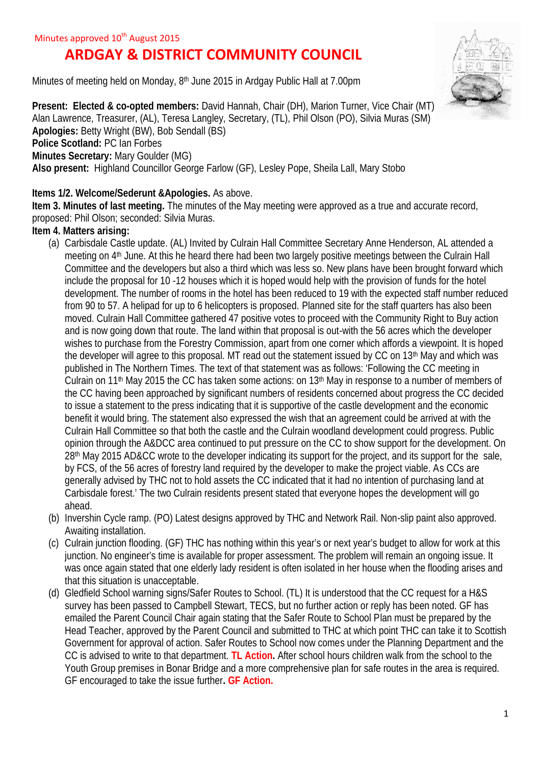Minutes approved 10th August 2015

# ARDGAY & DISTRICT COMMUNITY COUNCIL

Minutes of meeting held on Monday, 8th June 2015 in Ardgay Public Hall at 7.00pm

**Present: Elected & co-opted members:** David Hannah, Chair (DH), Marion Turner, Vice Chair (MT) Alan Lawrence, Treasurer, (AL), Teresa Langley, Secretary, (TL), Phil Olson (PO), Silvia Muras (SM)
**Apologies:** Betty Wright (BW), Bob Sendall (BS)
**Police Scotland:** PC Ian Forbes
**Minutes Secretary:** Mary Goulder (MG)
**Also present:** Highland Councillor George Farlow (GF), Lesley Pope, Sheila Lall, Mary Stobo

**Items 1/2. Welcome/Sederunt &Apologies.** As above.
**Item 3. Minutes of last meeting.** The minutes of the May meeting were approved as a true and accurate record, proposed: Phil Olson; seconded: Silvia Muras.
**Item 4. Matters arising:**

(a) Carbisdale Castle update. (AL) Invited by Culrain Hall Committee Secretary Anne Henderson, AL attended a meeting on 4th June. At this he heard there had been two largely positive meetings between the Culrain Hall Committee and the developers but also a third which was less so. New plans have been brought forward which include the proposal for 10 -12 houses which it is hoped would help with the provision of funds for the hotel development. The number of rooms in the hotel has been reduced to 19 with the expected staff number reduced from 90 to 57. A helipad for up to 6 helicopters is proposed. Planned site for the staff quarters has also been moved. Culrain Hall Committee gathered 47 positive votes to proceed with the Community Right to Buy action and is now going down that route. The land within that proposal is out-with the 56 acres which the developer wishes to purchase from the Forestry Commission, apart from one corner which affords a viewpoint. It is hoped the developer will agree to this proposal. MT read out the statement issued by CC on 13th May and which was published in The Northern Times. The text of that statement was as follows: 'Following the CC meeting in Culrain on 11th May 2015 the CC has taken some actions: on 13th May in response to a number of members of the CC having been approached by significant numbers of residents concerned about progress the CC decided to issue a statement to the press indicating that it is supportive of the castle development and the economic benefit it would bring. The statement also expressed the wish that an agreement could be arrived at with the Culrain Hall Committee so that both the castle and the Culrain woodland development could progress. Public opinion through the A&DCC area continued to put pressure on the CC to show support for the development. On 28th May 2015 AD&CC wrote to the developer indicating its support for the project, and its support for the sale, by FCS, of the 56 acres of forestry land required by the developer to make the project viable. As CCs are generally advised by THC not to hold assets the CC indicated that it had no intention of purchasing land at Carbisdale forest.' The two Culrain residents present stated that everyone hopes the development will go ahead.

(b) Invershin Cycle ramp. (PO) Latest designs approved by THC and Network Rail. Non-slip paint also approved. Awaiting installation.

(c) Culrain junction flooding. (GF) THC has nothing within this year's or next year's budget to allow for work at this junction. No engineer's time is available for proper assessment. The problem will remain an ongoing issue. It was once again stated that one elderly lady resident is often isolated in her house when the flooding arises and that this situation is unacceptable.

(d) Gledfield School warning signs/Safer Routes to School. (TL) It is understood that the CC request for a H&S survey has been passed to Campbell Stewart, TECS, but no further action or reply has been noted. GF has emailed the Parent Council Chair again stating that the Safer Route to School Plan must be prepared by the Head Teacher, approved by the Parent Council and submitted to THC at which point THC can take it to Scottish Government for approval of action. Safer Routes to School now comes under the Planning Department and the CC is advised to write to that department. **TL Action.** After school hours children walk from the school to the Youth Group premises in Bonar Bridge and a more comprehensive plan for safe routes in the area is required. GF encouraged to take the issue further**. GF Action.**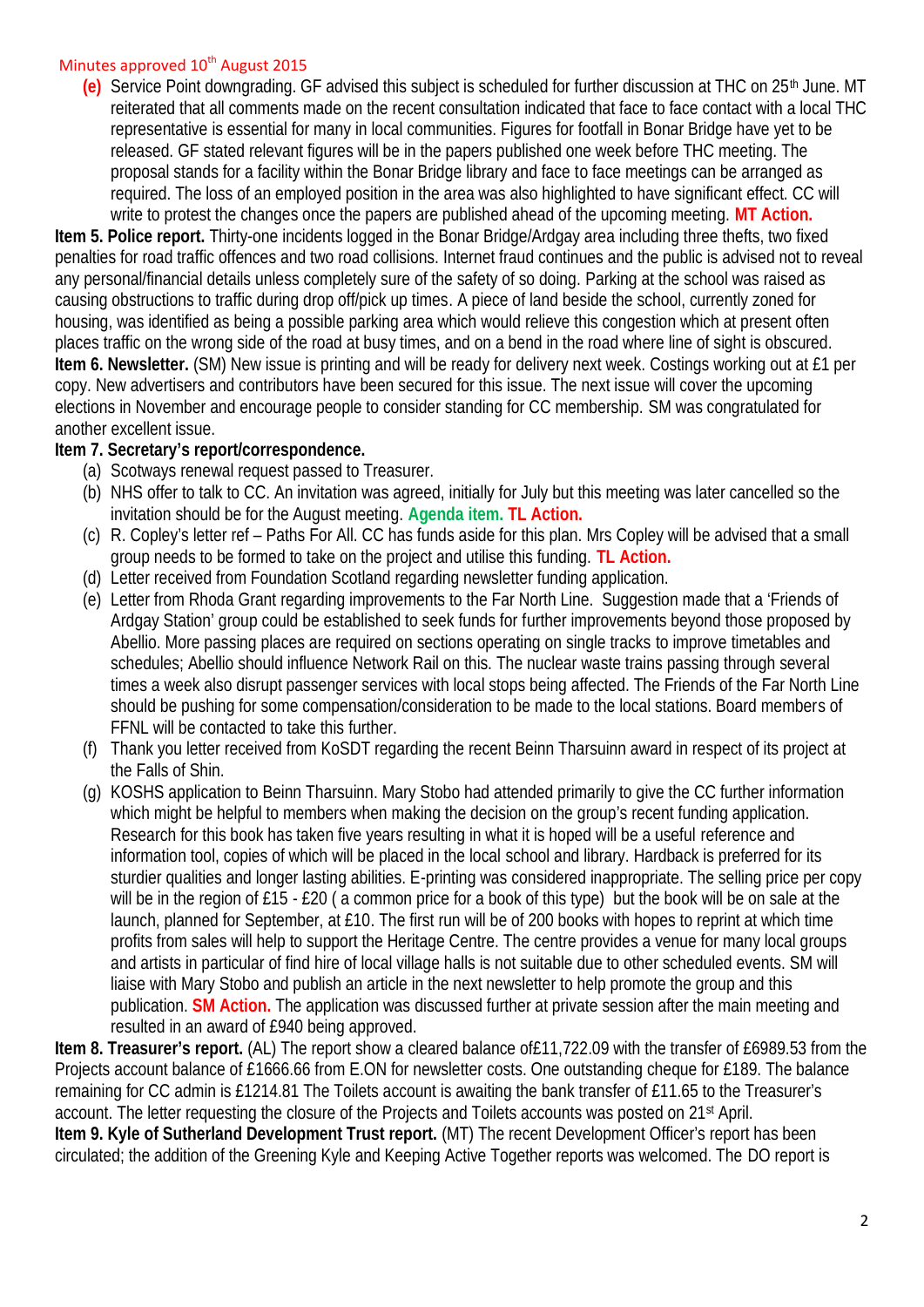Minutes approved 10th August 2015

**(e)** Service Point downgrading. GF advised this subject is scheduled for further discussion at THC on 25th June. MT reiterated that all comments made on the recent consultation indicated that face to face contact with a local THC representative is essential for many in local communities. Figures for footfall in Bonar Bridge have yet to be released. GF stated relevant figures will be in the papers published one week before THC meeting. The proposal stands for a facility within the Bonar Bridge library and face to face meetings can be arranged as required. The loss of an employed position in the area was also highlighted to have significant effect. CC will write to protest the changes once the papers are published ahead of the upcoming meeting. **MT Action.**

**Item 5. Police report.** Thirty-one incidents logged in the Bonar Bridge/Ardgay area including three thefts, two fixed penalties for road traffic offences and two road collisions. Internet fraud continues and the public is advised not to reveal any personal/financial details unless completely sure of the safety of so doing. Parking at the school was raised as causing obstructions to traffic during drop off/pick up times. A piece of land beside the school, currently zoned for housing, was identified as being a possible parking area which would relieve this congestion which at present often places traffic on the wrong side of the road at busy times, and on a bend in the road where line of sight is obscured.

**Item 6. Newsletter.** (SM) New issue is printing and will be ready for delivery next week. Costings working out at £1 per copy. New advertisers and contributors have been secured for this issue. The next issue will cover the upcoming elections in November and encourage people to consider standing for CC membership. SM was congratulated for another excellent issue.

**Item 7. Secretary's report/correspondence.**

(a) Scotways renewal request passed to Treasurer.

(b) NHS offer to talk to CC. An invitation was agreed, initially for July but this meeting was later cancelled so the invitation should be for the August meeting. **Agenda item. TL Action.**

(c) R. Copley's letter ref – Paths For All. CC has funds aside for this plan. Mrs Copley will be advised that a small group needs to be formed to take on the project and utilise this funding. **TL Action.**

(d) Letter received from Foundation Scotland regarding newsletter funding application.

(e) Letter from Rhoda Grant regarding improvements to the Far North Line. Suggestion made that a 'Friends of Ardgay Station' group could be established to seek funds for further improvements beyond those proposed by Abellio. More passing places are required on sections operating on single tracks to improve timetables and schedules; Abellio should influence Network Rail on this. The nuclear waste trains passing through several times a week also disrupt passenger services with local stops being affected. The Friends of the Far North Line should be pushing for some compensation/consideration to be made to the local stations. Board members of FFNL will be contacted to take this further.

(f) Thank you letter received from KoSDT regarding the recent Beinn Tharsuinn award in respect of its project at the Falls of Shin.

(g) KOSHS application to Beinn Tharsuinn. Mary Stobo had attended primarily to give the CC further information which might be helpful to members when making the decision on the group's recent funding application. Research for this book has taken five years resulting in what it is hoped will be a useful reference and information tool, copies of which will be placed in the local school and library. Hardback is preferred for its sturdier qualities and longer lasting abilities. E-printing was considered inappropriate. The selling price per copy will be in the region of £15 - £20 ( a common price for a book of this type) but the book will be on sale at the launch, planned for September, at £10. The first run will be of 200 books with hopes to reprint at which time profits from sales will help to support the Heritage Centre. The centre provides a venue for many local groups and artists in particular of find hire of local village halls is not suitable due to other scheduled events. SM will liaise with Mary Stobo and publish an article in the next newsletter to help promote the group and this publication. **SM Action.** The application was discussed further at private session after the main meeting and resulted in an award of £940 being approved.

**Item 8. Treasurer's report.** (AL) The report show a cleared balance of£11,722.09 with the transfer of £6989.53 from the Projects account balance of £1666.66 from E.ON for newsletter costs. One outstanding cheque for £189. The balance remaining for CC admin is £1214.81 The Toilets account is awaiting the bank transfer of £11.65 to the Treasurer's account. The letter requesting the closure of the Projects and Toilets accounts was posted on 21st April.

**Item 9. Kyle of Sutherland Development Trust report.** (MT) The recent Development Officer's report has been circulated; the addition of the Greening Kyle and Keeping Active Together reports was welcomed. The DO report is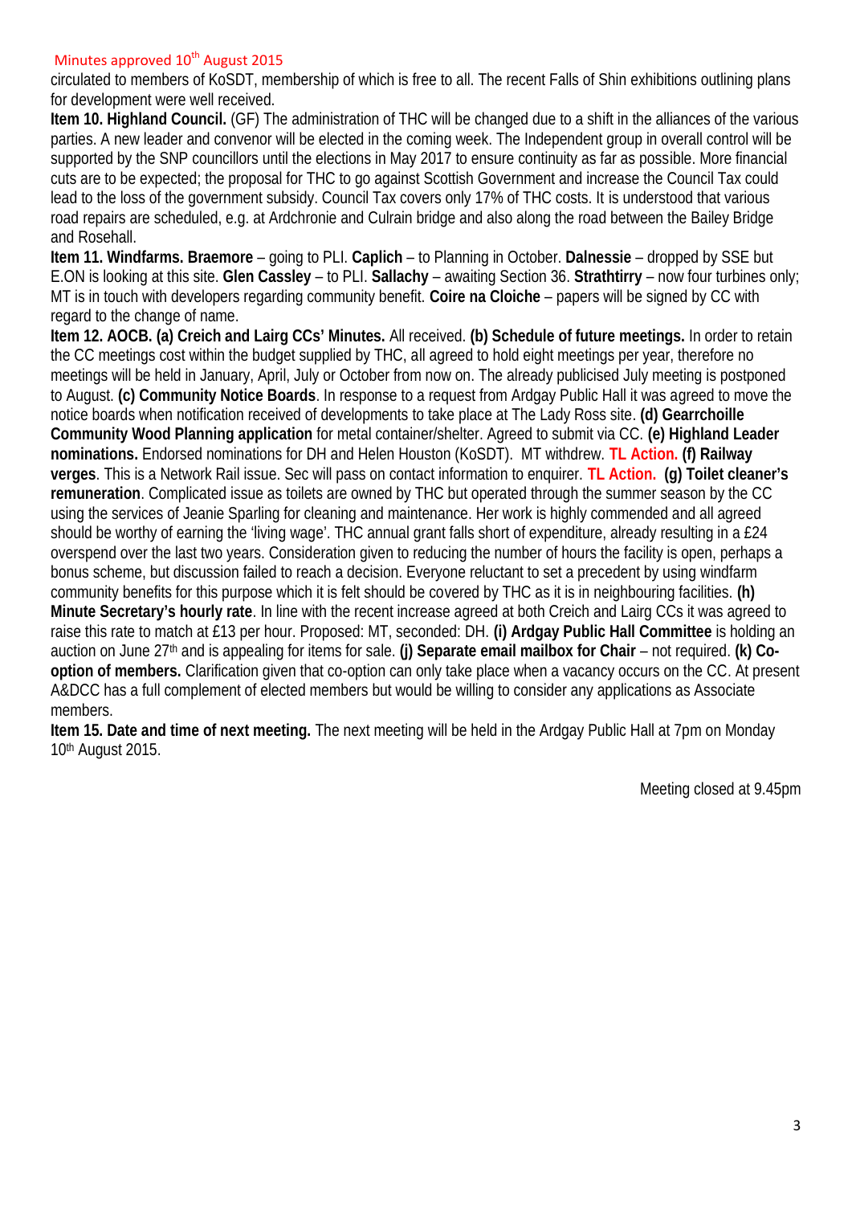Minutes approved 10th August 2015

circulated to members of KoSDT, membership of which is free to all. The recent Falls of Shin exhibitions outlining plans for development were well received.

**Item 10. Highland Council.** (GF) The administration of THC will be changed due to a shift in the alliances of the various parties. A new leader and convenor will be elected in the coming week. The Independent group in overall control will be supported by the SNP councillors until the elections in May 2017 to ensure continuity as far as possible. More financial cuts are to be expected; the proposal for THC to go against Scottish Government and increase the Council Tax could lead to the loss of the government subsidy. Council Tax covers only 17% of THC costs. It is understood that various road repairs are scheduled, e.g. at Ardchronie and Culrain bridge and also along the road between the Bailey Bridge and Rosehall.

**Item 11. Windfarms. Braemore** – going to PLI. **Caplich** – to Planning in October. **Dalnessie** – dropped by SSE but E.ON is looking at this site. **Glen Cassley** – to PLI. **Sallachy** – awaiting Section 36. **Strathtirry** – now four turbines only; MT is in touch with developers regarding community benefit. **Coire na Cloiche** – papers will be signed by CC with regard to the change of name.

**Item 12. AOCB. (a) Creich and Lairg CCs' Minutes.** All received. **(b) Schedule of future meetings.** In order to retain the CC meetings cost within the budget supplied by THC, all agreed to hold eight meetings per year, therefore no meetings will be held in January, April, July or October from now on. The already publicised July meeting is postponed to August. **(c) Community Notice Boards**. In response to a request from Ardgay Public Hall it was agreed to move the notice boards when notification received of developments to take place at The Lady Ross site. **(d) Gearrchoille Community Wood Planning application** for metal container/shelter. Agreed to submit via CC. **(e) Highland Leader nominations.** Endorsed nominations for DH and Helen Houston (KoSDT). MT withdrew. **TL Action. (f) Railway verges**. This is a Network Rail issue. Sec will pass on contact information to enquirer. **TL Action. (g) Toilet cleaner's remuneration**. Complicated issue as toilets are owned by THC but operated through the summer season by the CC using the services of Jeanie Sparling for cleaning and maintenance. Her work is highly commended and all agreed should be worthy of earning the 'living wage'. THC annual grant falls short of expenditure, already resulting in a £24 overspend over the last two years. Consideration given to reducing the number of hours the facility is open, perhaps a bonus scheme, but discussion failed to reach a decision. Everyone reluctant to set a precedent by using windfarm community benefits for this purpose which it is felt should be covered by THC as it is in neighbouring facilities. **(h) Minute Secretary's hourly rate**. In line with the recent increase agreed at both Creich and Lairg CCs it was agreed to raise this rate to match at £13 per hour. Proposed: MT, seconded: DH. **(i) Ardgay Public Hall Committee** is holding an auction on June 27th and is appealing for items for sale. **(j) Separate email mailbox for Chair** – not required. **(k) Co-option of members.** Clarification given that co-option can only take place when a vacancy occurs on the CC. At present A&DCC has a full complement of elected members but would be willing to consider any applications as Associate members.

**Item 15. Date and time of next meeting.** The next meeting will be held in the Ardgay Public Hall at 7pm on Monday 10th August 2015.

Meeting closed at 9.45pm